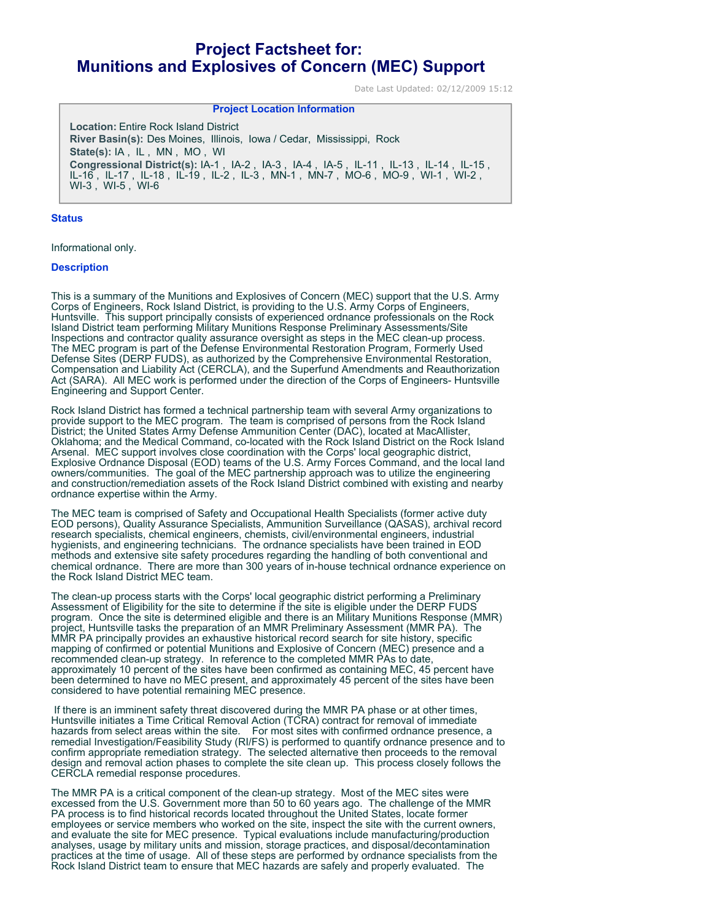# Project Factsheet for: Munitions and Explosives of Concern (MEC) Support

Date Last Updated: 02/12/2009 15:12

**Project Location Information**

**Location:** Entire Rock Island District
**River Basin(s):** Des Moines, Illinois, Iowa / Cedar, Mississippi, Rock
**State(s):** IA , IL , MN , MO , WI
**Congressional District(s):** IA-1 , IA-2 , IA-3 , IA-4 , IA-5 , IL-11 , IL-13 , IL-14 , IL-15 , IL-16 , IL-17 , IL-18 , IL-19 , IL-2 , IL-3 , MN-1 , MN-7 , MO-6 , MO-9 , WI-1 , WI-2 , WI-3 , WI-5 , WI-6

## Status

Informational only.

## Description

This is a summary of the Munitions and Explosives of Concern (MEC) support that the U.S. Army Corps of Engineers, Rock Island District, is providing to the U.S. Army Corps of Engineers, Huntsville. This support principally consists of experienced ordnance professionals on the Rock Island District team performing Military Munitions Response Preliminary Assessments/Site Inspections and contractor quality assurance oversight as steps in the MEC clean-up process. The MEC program is part of the Defense Environmental Restoration Program, Formerly Used Defense Sites (DERP FUDS), as authorized by the Comprehensive Environmental Restoration, Compensation and Liability Act (CERCLA), and the Superfund Amendments and Reauthorization Act (SARA). All MEC work is performed under the direction of the Corps of Engineers- Huntsville Engineering and Support Center.

Rock Island District has formed a technical partnership team with several Army organizations to provide support to the MEC program. The team is comprised of persons from the Rock Island District; the United States Army Defense Ammunition Center (DAC), located at MacAllister, Oklahoma; and the Medical Command, co-located with the Rock Island District on the Rock Island Arsenal. MEC support involves close coordination with the Corps' local geographic district, Explosive Ordnance Disposal (EOD) teams of the U.S. Army Forces Command, and the local land owners/communities. The goal of the MEC partnership approach was to utilize the engineering and construction/remediation assets of the Rock Island District combined with existing and nearby ordnance expertise within the Army.

The MEC team is comprised of Safety and Occupational Health Specialists (former active duty EOD persons), Quality Assurance Specialists, Ammunition Surveillance (QASAS), archival record research specialists, chemical engineers, chemists, civil/environmental engineers, industrial hygienists, and engineering technicians. The ordnance specialists have been trained in EOD methods and extensive site safety procedures regarding the handling of both conventional and chemical ordnance. There are more than 300 years of in-house technical ordnance experience on the Rock Island District MEC team.

The clean-up process starts with the Corps' local geographic district performing a Preliminary Assessment of Eligibility for the site to determine if the site is eligible under the DERP FUDS program. Once the site is determined eligible and there is an Military Munitions Response (MMR) project, Huntsville tasks the preparation of an MMR Preliminary Assessment (MMR PA). The MMR PA principally provides an exhaustive historical record search for site history, specific mapping of confirmed or potential Munitions and Explosive of Concern (MEC) presence and a recommended clean-up strategy. In reference to the completed MMR PAs to date, approximately 10 percent of the sites have been confirmed as containing MEC, 45 percent have been determined to have no MEC present, and approximately 45 percent of the sites have been considered to have potential remaining MEC presence.

If there is an imminent safety threat discovered during the MMR PA phase or at other times, Huntsville initiates a Time Critical Removal Action (TCRA) contract for removal of immediate hazards from select areas within the site. For most sites with confirmed ordnance presence, a remedial Investigation/Feasibility Study (RI/FS) is performed to quantify ordnance presence and to confirm appropriate remediation strategy. The selected alternative then proceeds to the removal design and removal action phases to complete the site clean up. This process closely follows the CERCLA remedial response procedures.

The MMR PA is a critical component of the clean-up strategy. Most of the MEC sites were excessed from the U.S. Government more than 50 to 60 years ago. The challenge of the MMR PA process is to find historical records located throughout the United States, locate former employees or service members who worked on the site, inspect the site with the current owners, and evaluate the site for MEC presence. Typical evaluations include manufacturing/production analyses, usage by military units and mission, storage practices, and disposal/decontamination practices at the time of usage. All of these steps are performed by ordnance specialists from the Rock Island District team to ensure that MEC hazards are safely and properly evaluated. The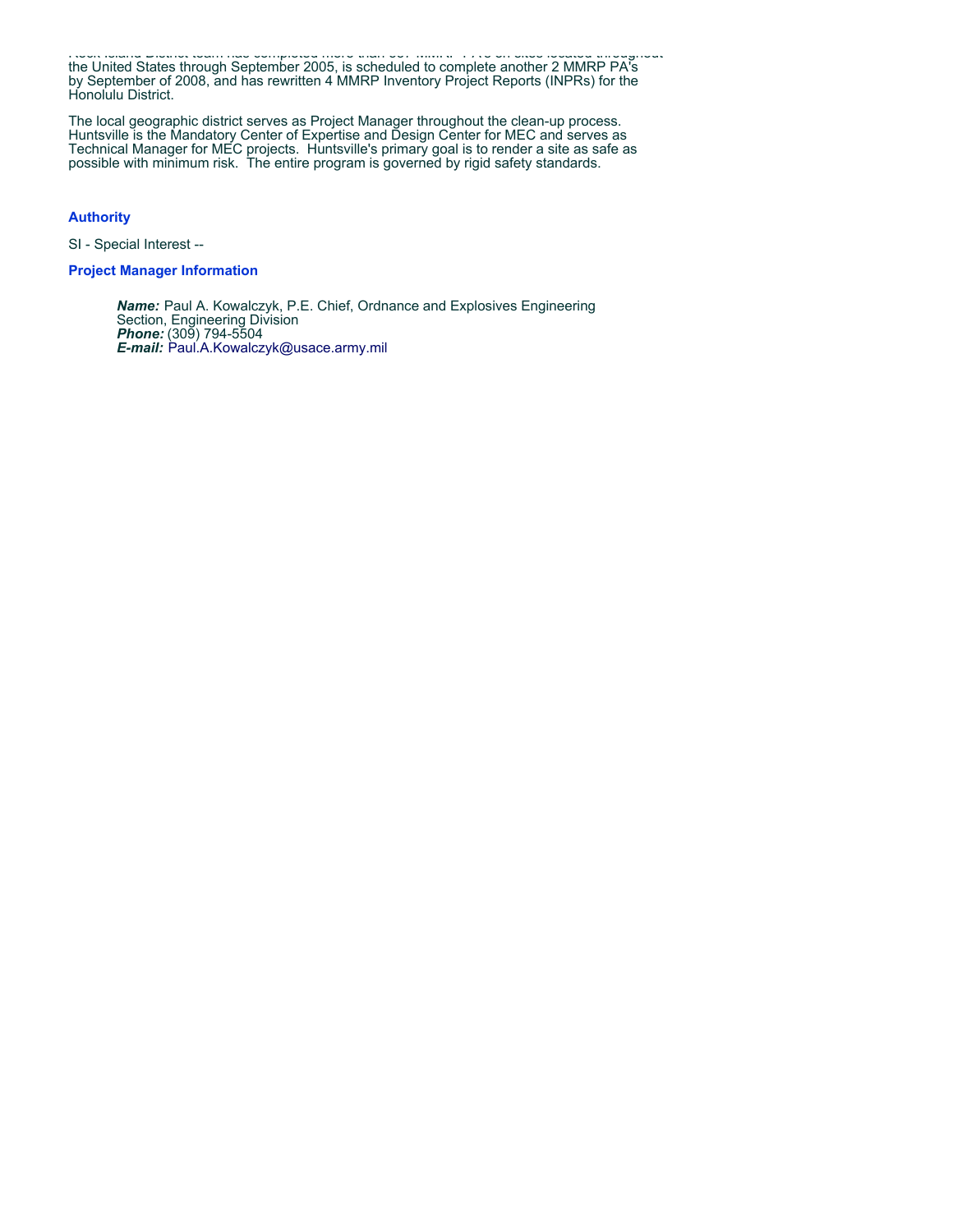Rock Island District team has completed more than 007 MMRP PA's on sites located throughout the United States through September 2005, is scheduled to complete another 2 MMRP PA's by September of 2008, and has rewritten 4 MMRP Inventory Project Reports (INPRs) for the Honolulu District.

The local geographic district serves as Project Manager throughout the clean-up process. Huntsville is the Mandatory Center of Expertise and Design Center for MEC and serves as Technical Manager for MEC projects. Huntsville's primary goal is to render a site as safe as possible with minimum risk. The entire program is governed by rigid safety standards.

### Authority

SI - Special Interest --

### Project Manager Information

> ***Name:*** Paul A. Kowalczyk, P.E. Chief, Ordnance and Explosives Engineering Section, Engineering Division
> ***Phone:*** (309) 794-5504
> ***E-mail:*** Paul.A.Kowalczyk@usace.army.mil